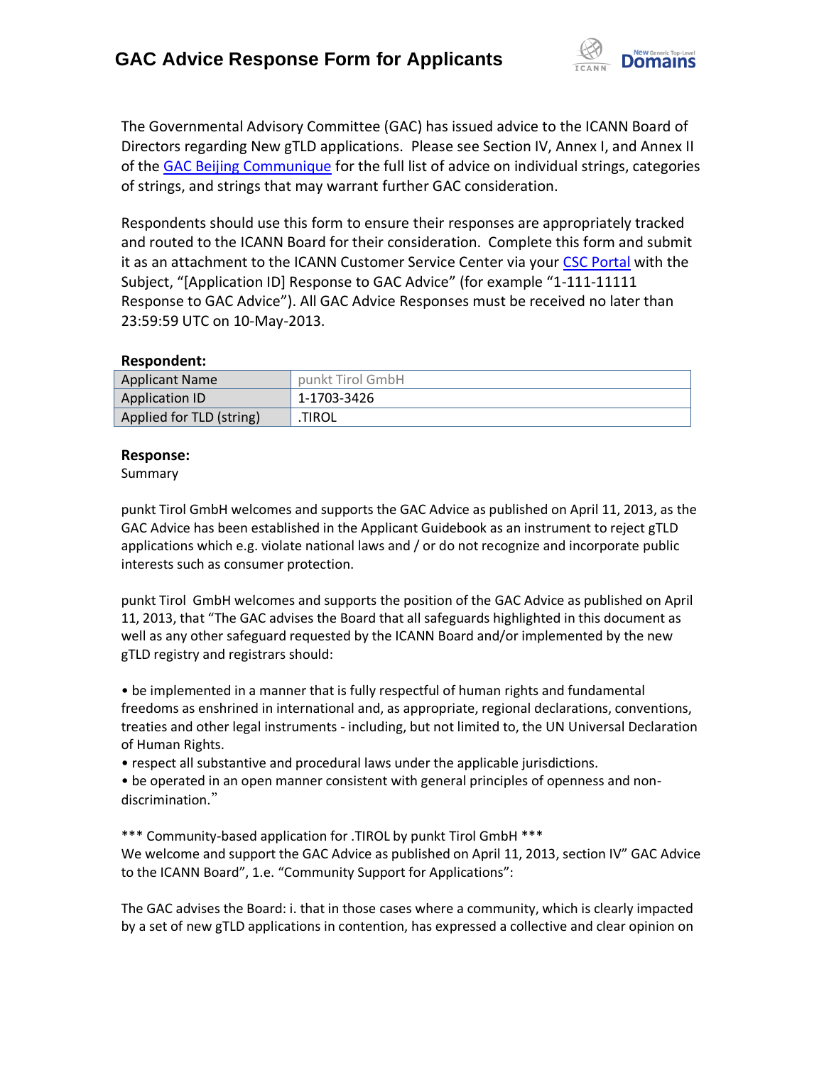# GAC Advice Response Form for Applicants

The Governmental Advisory Committee (GAC) has issued advice to the ICANN Board of Directors regarding New gTLD applications. Please see Section IV, Annex I, and Annex II of the GAC Beijing Communique for the full list of advice on individual strings, categories of strings, and strings that may warrant further GAC consideration.

Respondents should use this form to ensure their responses are appropriately tracked and routed to the ICANN Board for their consideration. Complete this form and submit it as an attachment to the ICANN Customer Service Center via your CSC Portal with the Subject, "[Application ID] Response to GAC Advice" (for example "1-111-11111 Response to GAC Advice"). All GAC Advice Responses must be received no later than 23:59:59 UTC on 10-May-2013.

**Respondent:**

| Applicant Name | punkt Tirol GmbH |
|---|---|
| Application ID | 1-1703-3426 |
| Applied for TLD (string) | .TIROL |

**Response:**

Summary

punkt Tirol GmbH welcomes and supports the GAC Advice as published on April 11, 2013, as the GAC Advice has been established in the Applicant Guidebook as an instrument to reject gTLD applications which e.g. violate national laws and / or do not recognize and incorporate public interests such as consumer protection.

punkt Tirol GmbH welcomes and supports the position of the GAC Advice as published on April 11, 2013, that "The GAC advises the Board that all safeguards highlighted in this document as well as any other safeguard requested by the ICANN Board and/or implemented by the new gTLD registry and registrars should:

• be implemented in a manner that is fully respectful of human rights and fundamental freedoms as enshrined in international and, as appropriate, regional declarations, conventions, treaties and other legal instruments - including, but not limited to, the UN Universal Declaration of Human Rights.
• respect all substantive and procedural laws under the applicable jurisdictions.
• be operated in an open manner consistent with general principles of openness and non-discrimination."

*** Community-based application for .TIROL by punkt Tirol GmbH ***
We welcome and support the GAC Advice as published on April 11, 2013, section IV" GAC Advice to the ICANN Board", 1.e. "Community Support for Applications":

The GAC advises the Board: i. that in those cases where a community, which is clearly impacted by a set of new gTLD applications in contention, has expressed a collective and clear opinion on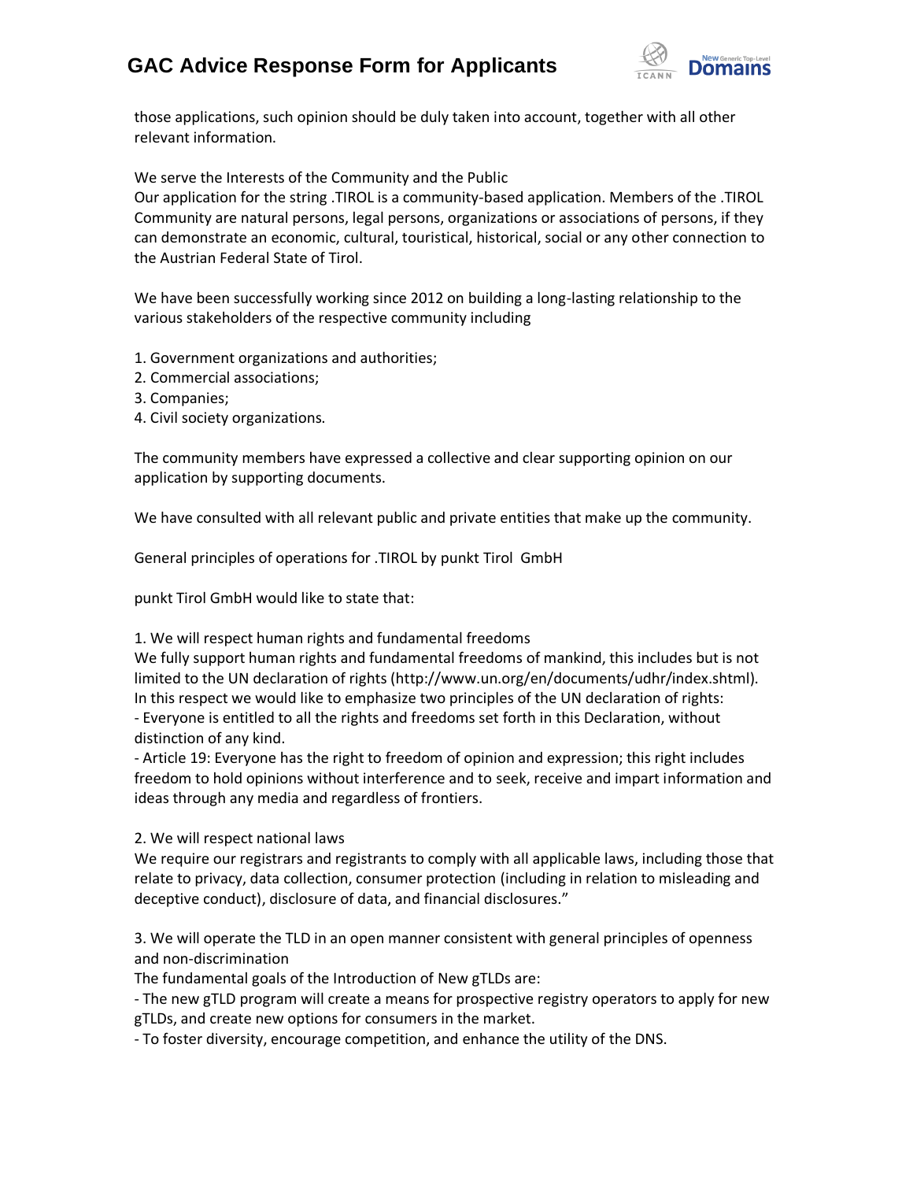those applications, such opinion should be duly taken into account, together with all other relevant information.

We serve the Interests of the Community and the Public
Our application for the string .TIROL is a community-based application. Members of the .TIROL Community are natural persons, legal persons, organizations or associations of persons, if they can demonstrate an economic, cultural, touristical, historical, social or any other connection to the Austrian Federal State of Tirol.

We have been successfully working since 2012 on building a long-lasting relationship to the various stakeholders of the respective community including

1. Government organizations and authorities;
2. Commercial associations;
3. Companies;
4. Civil society organizations.

The community members have expressed a collective and clear supporting opinion on our application by supporting documents.

We have consulted with all relevant public and private entities that make up the community.

General principles of operations for .TIROL by punkt Tirol GmbH

punkt Tirol GmbH would like to state that:

1. We will respect human rights and fundamental freedoms
We fully support human rights and fundamental freedoms of mankind, this includes but is not limited to the UN declaration of rights (http://www.un.org/en/documents/udhr/index.shtml). In this respect we would like to emphasize two principles of the UN declaration of rights:
- Everyone is entitled to all the rights and freedoms set forth in this Declaration, without distinction of any kind.
- Article 19: Everyone has the right to freedom of opinion and expression; this right includes freedom to hold opinions without interference and to seek, receive and impart information and ideas through any media and regardless of frontiers.

2. We will respect national laws
We require our registrars and registrants to comply with all applicable laws, including those that relate to privacy, data collection, consumer protection (including in relation to misleading and deceptive conduct), disclosure of data, and financial disclosures."

3. We will operate the TLD in an open manner consistent with general principles of openness and non-discrimination
The fundamental goals of the Introduction of New gTLDs are:
- The new gTLD program will create a means for prospective registry operators to apply for new gTLDs, and create new options for consumers in the market.
- To foster diversity, encourage competition, and enhance the utility of the DNS.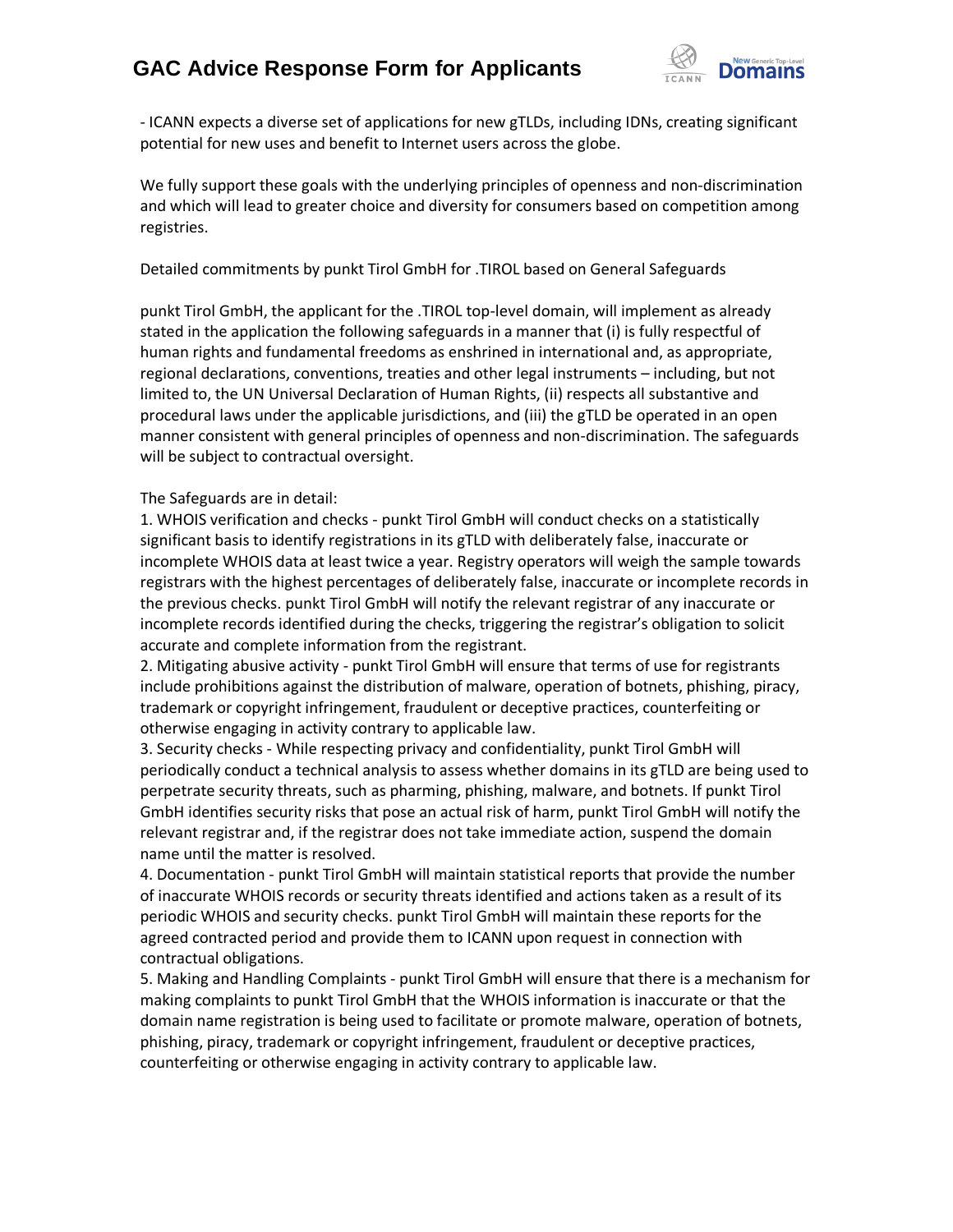- ICANN expects a diverse set of applications for new gTLDs, including IDNs, creating significant potential for new uses and benefit to Internet users across the globe.

We fully support these goals with the underlying principles of openness and non-discrimination and which will lead to greater choice and diversity for consumers based on competition among registries.

Detailed commitments by punkt Tirol GmbH for .TIROL based on General Safeguards

punkt Tirol GmbH, the applicant for the .TIROL top-level domain, will implement as already stated in the application the following safeguards in a manner that (i) is fully respectful of human rights and fundamental freedoms as enshrined in international and, as appropriate, regional declarations, conventions, treaties and other legal instruments – including, but not limited to, the UN Universal Declaration of Human Rights, (ii) respects all substantive and procedural laws under the applicable jurisdictions, and (iii) the gTLD be operated in an open manner consistent with general principles of openness and non-discrimination. The safeguards will be subject to contractual oversight.

The Safeguards are in detail:

1. WHOIS verification and checks - punkt Tirol GmbH will conduct checks on a statistically significant basis to identify registrations in its gTLD with deliberately false, inaccurate or incomplete WHOIS data at least twice a year. Registry operators will weigh the sample towards registrars with the highest percentages of deliberately false, inaccurate or incomplete records in the previous checks. punkt Tirol GmbH will notify the relevant registrar of any inaccurate or incomplete records identified during the checks, triggering the registrar's obligation to solicit accurate and complete information from the registrant.
2. Mitigating abusive activity - punkt Tirol GmbH will ensure that terms of use for registrants include prohibitions against the distribution of malware, operation of botnets, phishing, piracy, trademark or copyright infringement, fraudulent or deceptive practices, counterfeiting or otherwise engaging in activity contrary to applicable law.
3. Security checks - While respecting privacy and confidentiality, punkt Tirol GmbH will periodically conduct a technical analysis to assess whether domains in its gTLD are being used to perpetrate security threats, such as pharming, phishing, malware, and botnets. If punkt Tirol GmbH identifies security risks that pose an actual risk of harm, punkt Tirol GmbH will notify the relevant registrar and, if the registrar does not take immediate action, suspend the domain name until the matter is resolved.
4. Documentation - punkt Tirol GmbH will maintain statistical reports that provide the number of inaccurate WHOIS records or security threats identified and actions taken as a result of its periodic WHOIS and security checks. punkt Tirol GmbH will maintain these reports for the agreed contracted period and provide them to ICANN upon request in connection with contractual obligations.
5. Making and Handling Complaints - punkt Tirol GmbH will ensure that there is a mechanism for making complaints to punkt Tirol GmbH that the WHOIS information is inaccurate or that the domain name registration is being used to facilitate or promote malware, operation of botnets, phishing, piracy, trademark or copyright infringement, fraudulent or deceptive practices, counterfeiting or otherwise engaging in activity contrary to applicable law.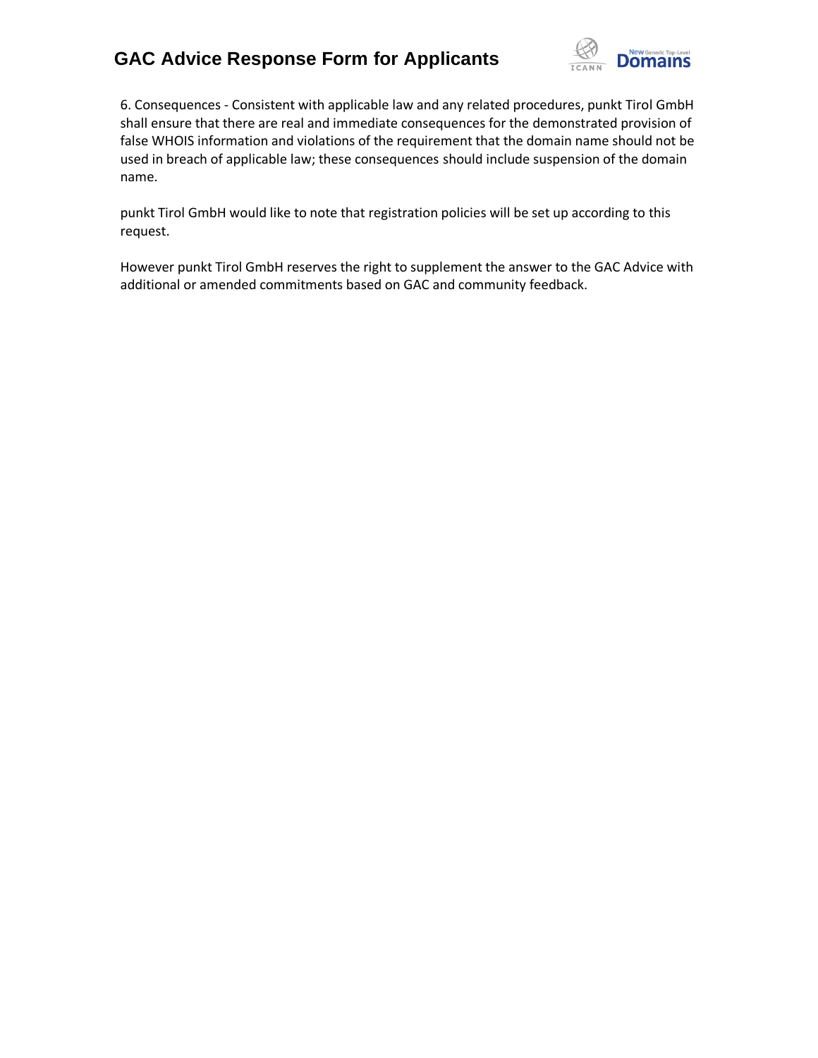6. Consequences - Consistent with applicable law and any related procedures, punkt Tirol GmbH shall ensure that there are real and immediate consequences for the demonstrated provision of false WHOIS information and violations of the requirement that the domain name should not be used in breach of applicable law; these consequences should include suspension of the domain name.

punkt Tirol GmbH would like to note that registration policies will be set up according to this request.

However punkt Tirol GmbH reserves the right to supplement the answer to the GAC Advice with additional or amended commitments based on GAC and community feedback.